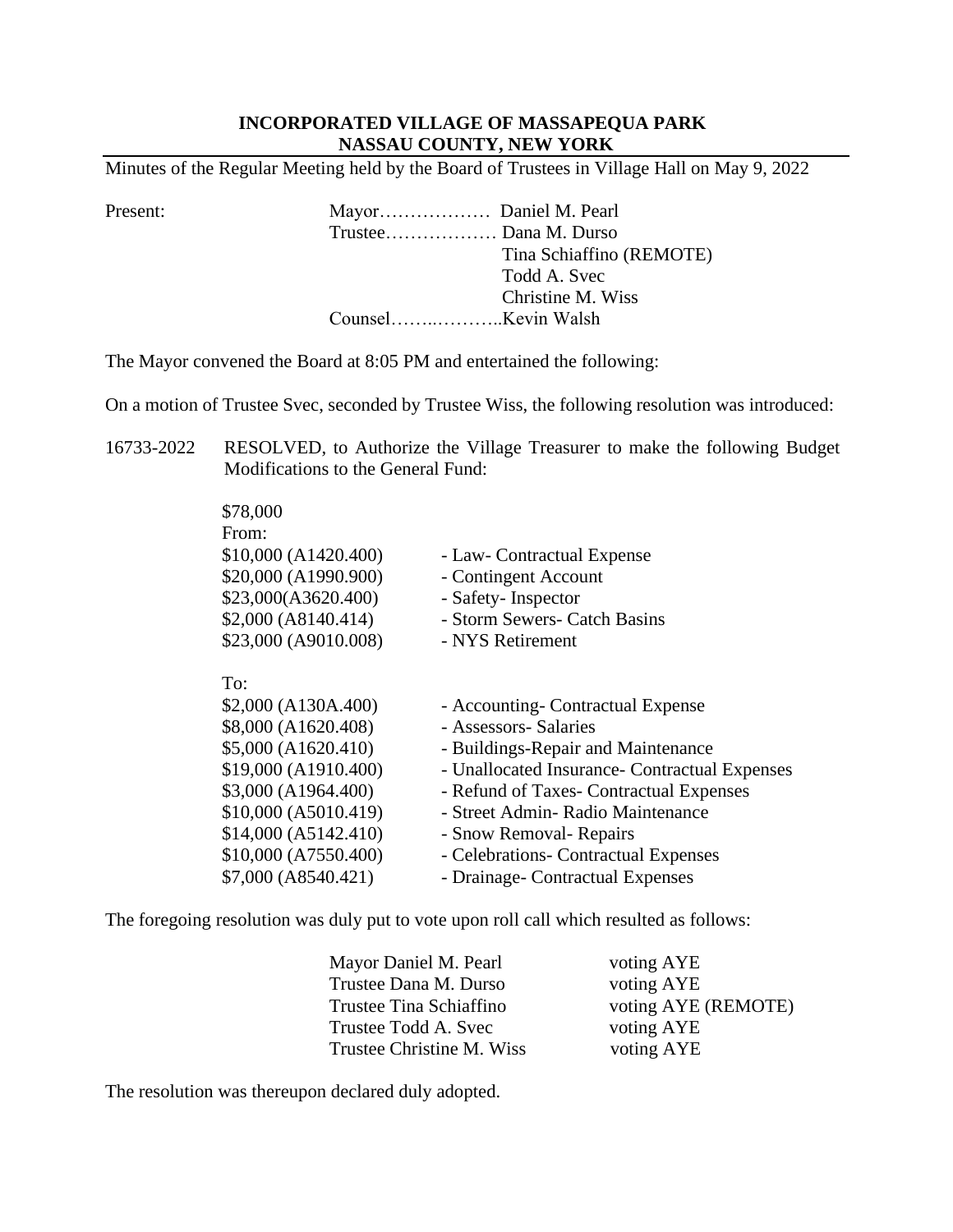**INCORPORATED VILLAGE OF MASSAPEQUA PARK**
**NASSAU COUNTY, NEW YORK**

Minutes of the Regular Meeting held by the Board of Trustees in Village Hall on May 9, 2022

Present:

Mayor……………… Daniel M. Pearl
Trustee……………… Dana M. Durso
Tina Schiaffino (REMOTE)
Todd A. Svec
Christine M. Wiss
Counsel……..………..Kevin Walsh

The Mayor convened the Board at 8:05 PM and entertained the following:

On a motion of Trustee Svec, seconded by Trustee Wiss, the following resolution was introduced:

16733-2022 RESOLVED, to Authorize the Village Treasurer to make the following Budget Modifications to the General Fund:

$78,000

From:

| | |
|---|---|
| $10,000 (A1420.400) | - Law- Contractual Expense |
| $20,000 (A1990.900) | - Contingent Account |
| $23,000(A3620.400) | - Safety- Inspector |
| $2,000 (A8140.414) | - Storm Sewers- Catch Basins |
| $23,000 (A9010.008) | - NYS Retirement |

To:

| | |
|---|---|
| $2,000 (A130A.400) | - Accounting- Contractual Expense |
| $8,000 (A1620.408) | - Assessors- Salaries |
| $5,000 (A1620.410) | - Buildings-Repair and Maintenance |
| $19,000 (A1910.400) | - Unallocated Insurance- Contractual Expenses |
| $3,000 (A1964.400) | - Refund of Taxes- Contractual Expenses |
| $10,000 (A5010.419) | - Street Admin- Radio Maintenance |
| $14,000 (A5142.410) | - Snow Removal- Repairs |
| $10,000 (A7550.400) | - Celebrations- Contractual Expenses |
| $7,000 (A8540.421) | - Drainage- Contractual Expenses |

The foregoing resolution was duly put to vote upon roll call which resulted as follows:

| | |
|---|---|
| Mayor Daniel M. Pearl | voting AYE |
| Trustee Dana M. Durso | voting AYE |
| Trustee Tina Schiaffino | voting AYE (REMOTE) |
| Trustee Todd A. Svec | voting AYE |
| Trustee Christine M. Wiss | voting AYE |

The resolution was thereupon declared duly adopted.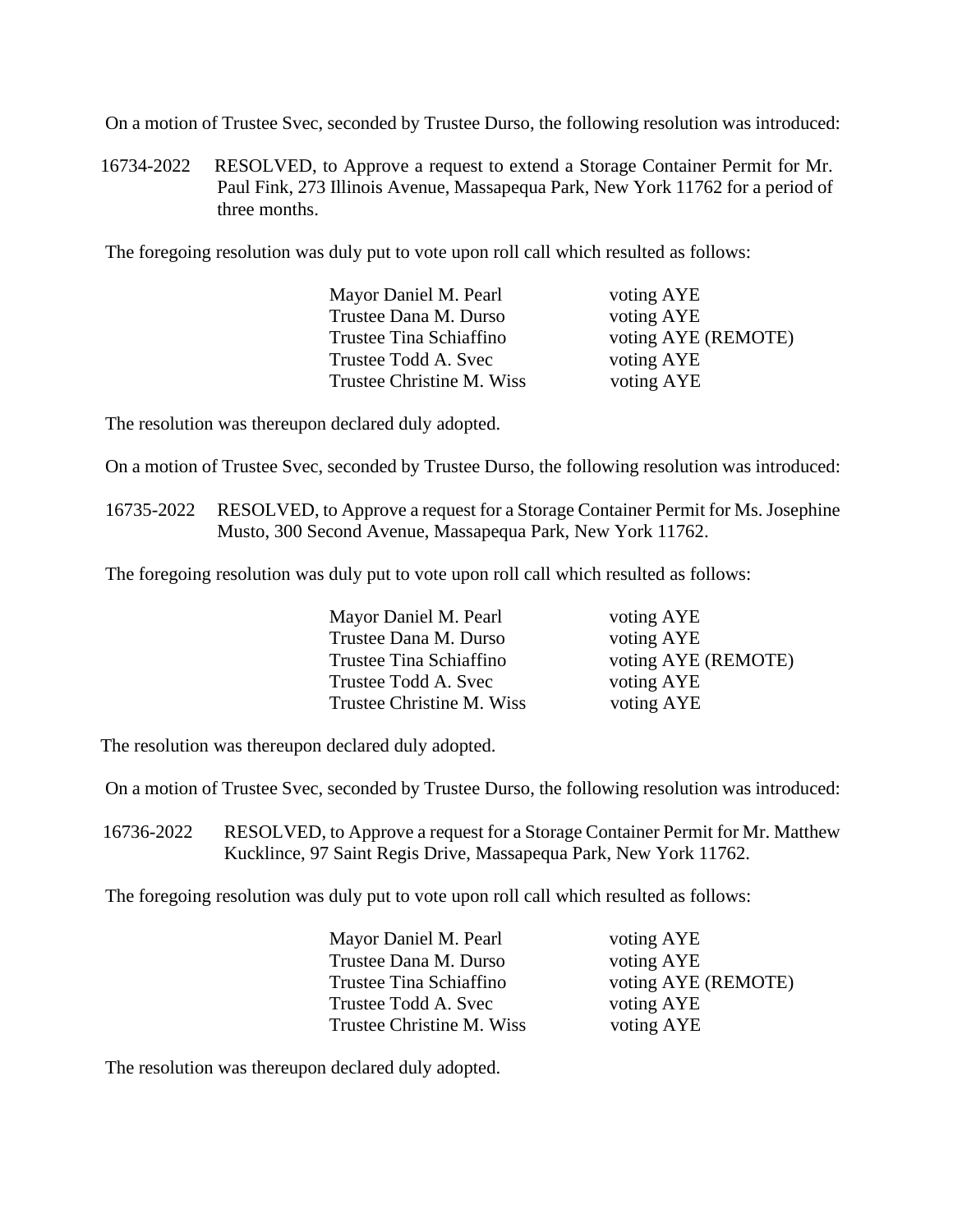On a motion of Trustee Svec, seconded by Trustee Durso, the following resolution was introduced:

16734-2022 RESOLVED, to Approve a request to extend a Storage Container Permit for Mr. Paul Fink, 273 Illinois Avenue, Massapequa Park, New York 11762 for a period of three months.

The foregoing resolution was duly put to vote upon roll call which resulted as follows:

| | |
|---|---|
| Mayor Daniel M. Pearl | voting AYE |
| Trustee Dana M. Durso | voting AYE |
| Trustee Tina Schiaffino | voting AYE (REMOTE) |
| Trustee Todd A. Svec | voting AYE |
| Trustee Christine M. Wiss | voting AYE |

The resolution was thereupon declared duly adopted.

On a motion of Trustee Svec, seconded by Trustee Durso, the following resolution was introduced:

16735-2022 RESOLVED, to Approve a request for a Storage Container Permit for Ms. Josephine Musto, 300 Second Avenue, Massapequa Park, New York 11762.

The foregoing resolution was duly put to vote upon roll call which resulted as follows:

| | |
|---|---|
| Mayor Daniel M. Pearl | voting AYE |
| Trustee Dana M. Durso | voting AYE |
| Trustee Tina Schiaffino | voting AYE (REMOTE) |
| Trustee Todd A. Svec | voting AYE |
| Trustee Christine M. Wiss | voting AYE |

The resolution was thereupon declared duly adopted.

On a motion of Trustee Svec, seconded by Trustee Durso, the following resolution was introduced:

16736-2022 RESOLVED, to Approve a request for a Storage Container Permit for Mr. Matthew Kucklince, 97 Saint Regis Drive, Massapequa Park, New York 11762.

The foregoing resolution was duly put to vote upon roll call which resulted as follows:

| | |
|---|---|
| Mayor Daniel M. Pearl | voting AYE |
| Trustee Dana M. Durso | voting AYE |
| Trustee Tina Schiaffino | voting AYE (REMOTE) |
| Trustee Todd A. Svec | voting AYE |
| Trustee Christine M. Wiss | voting AYE |

The resolution was thereupon declared duly adopted.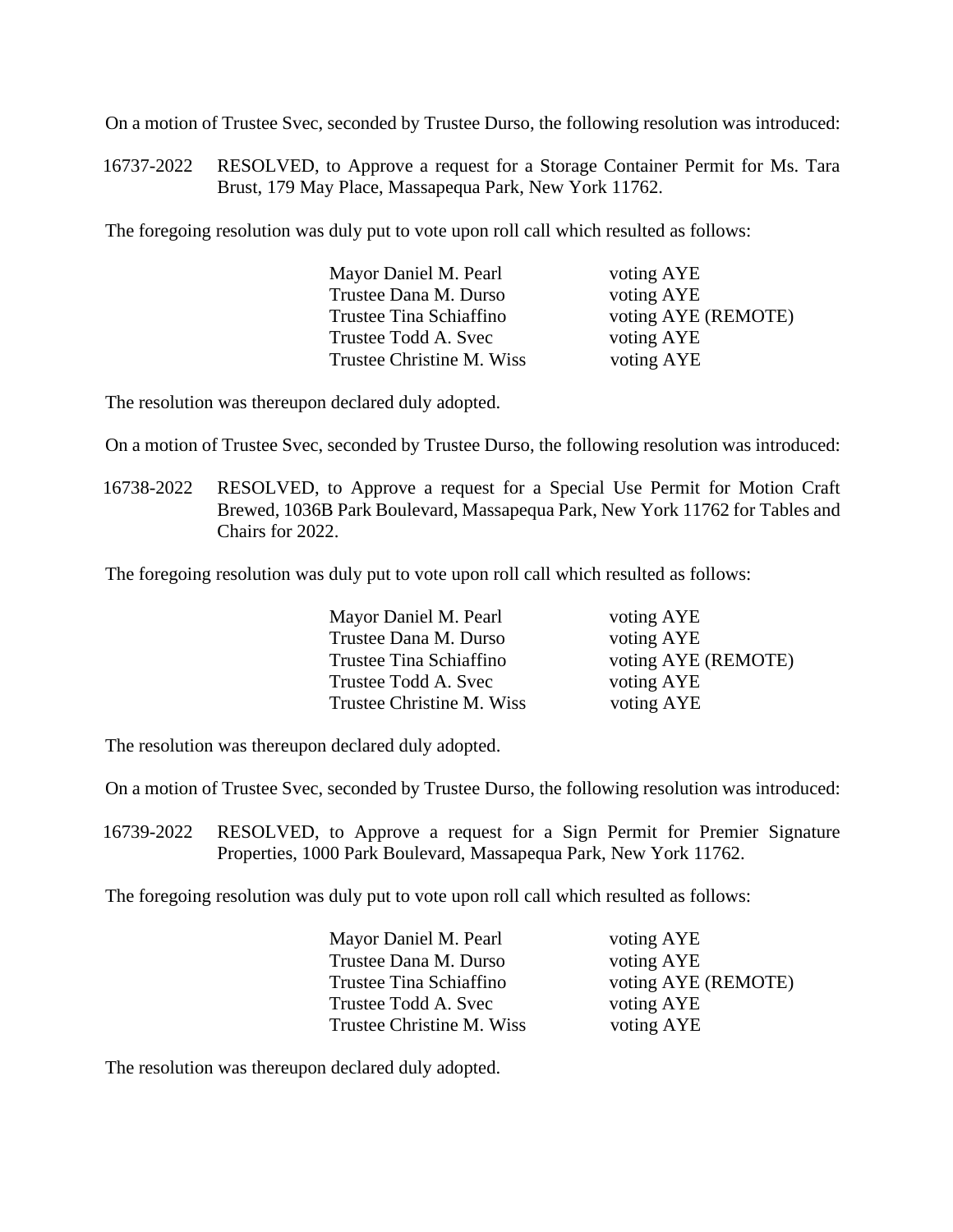On a motion of Trustee Svec, seconded by Trustee Durso, the following resolution was introduced:

16737-2022 RESOLVED, to Approve a request for a Storage Container Permit for Ms. Tara Brust, 179 May Place, Massapequa Park, New York 11762.

The foregoing resolution was duly put to vote upon roll call which resulted as follows:

| | |
|---|---|
| Mayor Daniel M. Pearl | voting AYE |
| Trustee Dana M. Durso | voting AYE |
| Trustee Tina Schiaffino | voting AYE (REMOTE) |
| Trustee Todd A. Svec | voting AYE |
| Trustee Christine M. Wiss | voting AYE |

The resolution was thereupon declared duly adopted.

On a motion of Trustee Svec, seconded by Trustee Durso, the following resolution was introduced:

16738-2022 RESOLVED, to Approve a request for a Special Use Permit for Motion Craft Brewed, 1036B Park Boulevard, Massapequa Park, New York 11762 for Tables and Chairs for 2022.

The foregoing resolution was duly put to vote upon roll call which resulted as follows:

| | |
|---|---|
| Mayor Daniel M. Pearl | voting AYE |
| Trustee Dana M. Durso | voting AYE |
| Trustee Tina Schiaffino | voting AYE (REMOTE) |
| Trustee Todd A. Svec | voting AYE |
| Trustee Christine M. Wiss | voting AYE |

The resolution was thereupon declared duly adopted.

On a motion of Trustee Svec, seconded by Trustee Durso, the following resolution was introduced:

16739-2022 RESOLVED, to Approve a request for a Sign Permit for Premier Signature Properties, 1000 Park Boulevard, Massapequa Park, New York 11762.

The foregoing resolution was duly put to vote upon roll call which resulted as follows:

| | |
|---|---|
| Mayor Daniel M. Pearl | voting AYE |
| Trustee Dana M. Durso | voting AYE |
| Trustee Tina Schiaffino | voting AYE (REMOTE) |
| Trustee Todd A. Svec | voting AYE |
| Trustee Christine M. Wiss | voting AYE |

The resolution was thereupon declared duly adopted.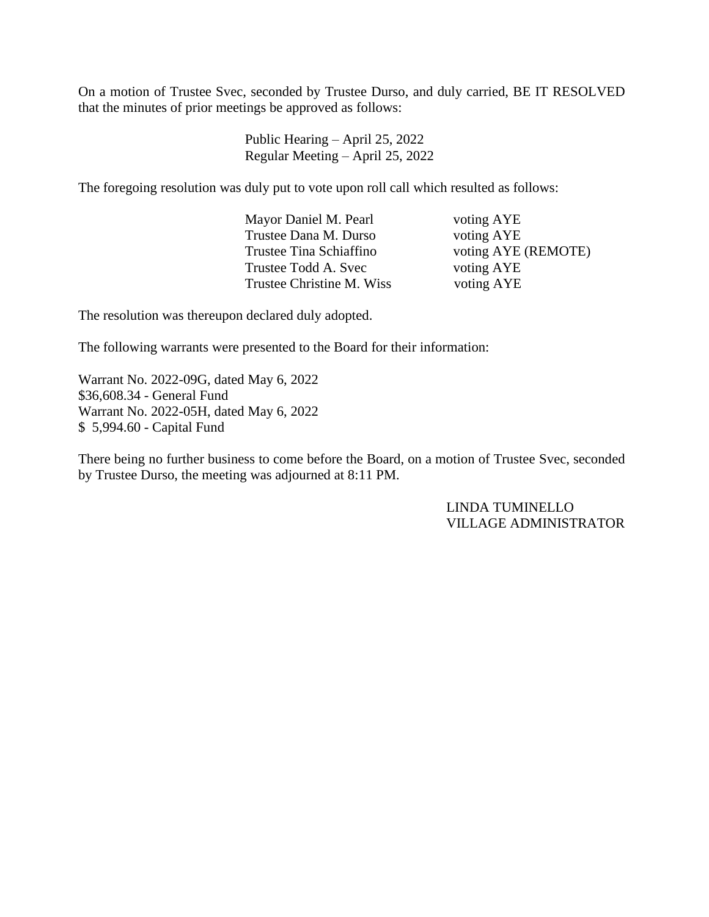On a motion of Trustee Svec, seconded by Trustee Durso, and duly carried, BE IT RESOLVED that the minutes of prior meetings be approved as follows:

Public Hearing – April 25, 2022
Regular Meeting – April 25, 2022

The foregoing resolution was duly put to vote upon roll call which resulted as follows:

| | |
|---|---|
| Mayor Daniel M. Pearl | voting AYE |
| Trustee Dana M. Durso | voting AYE |
| Trustee Tina Schiaffino | voting AYE (REMOTE) |
| Trustee Todd A. Svec | voting AYE |
| Trustee Christine M. Wiss | voting AYE |

The resolution was thereupon declared duly adopted.

The following warrants were presented to the Board for their information:

Warrant No. 2022-09G, dated May 6, 2022
$36,608.34 - General Fund
Warrant No. 2022-05H, dated May 6, 2022
$ 5,994.60 - Capital Fund

There being no further business to come before the Board, on a motion of Trustee Svec, seconded by Trustee Durso, the meeting was adjourned at 8:11 PM.

LINDA TUMINELLO
VILLAGE ADMINISTRATOR